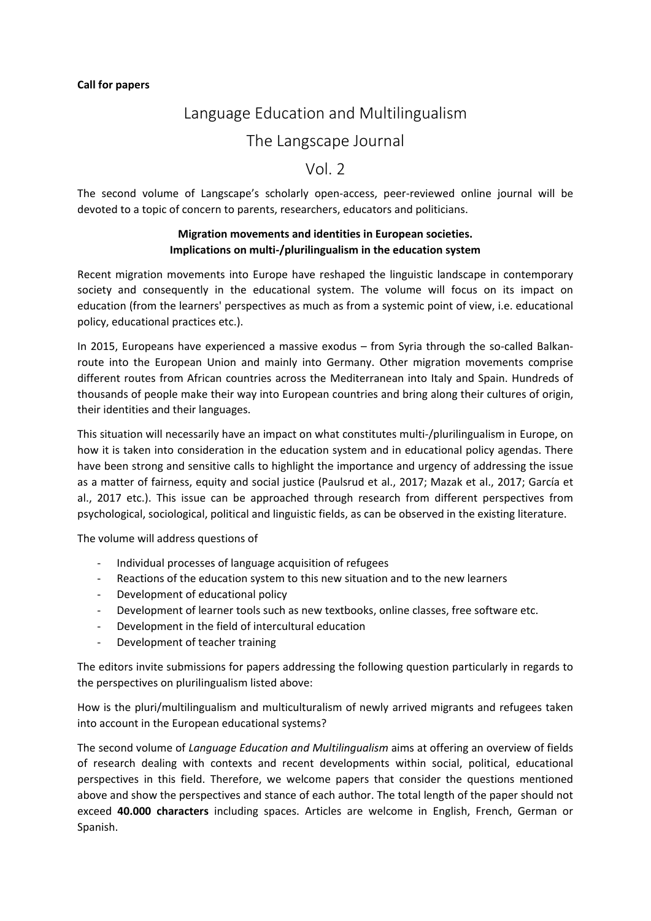**Call for papers**

# Language Education and Multilingualism

# The Langscape Journal

# Vol. 2

The second volume of Langscape's scholarly open-access, peer-reviewed online journal will be devoted to a topic of concern to parents, researchers, educators and politicians.

**Migration movements and identities in European societies.**
**Implications on multi-/plurilingualism in the education system**

Recent migration movements into Europe have reshaped the linguistic landscape in contemporary society and consequently in the educational system. The volume will focus on its impact on education (from the learners' perspectives as much as from a systemic point of view, i.e. educational policy, educational practices etc.).

In 2015, Europeans have experienced a massive exodus – from Syria through the so-called Balkan-route into the European Union and mainly into Germany. Other migration movements comprise different routes from African countries across the Mediterranean into Italy and Spain. Hundreds of thousands of people make their way into European countries and bring along their cultures of origin, their identities and their languages.

This situation will necessarily have an impact on what constitutes multi-/plurilingualism in Europe, on how it is taken into consideration in the education system and in educational policy agendas. There have been strong and sensitive calls to highlight the importance and urgency of addressing the issue as a matter of fairness, equity and social justice (Paulsrud et al., 2017; Mazak et al., 2017; García et al., 2017 etc.). This issue can be approached through research from different perspectives from psychological, sociological, political and linguistic fields, as can be observed in the existing literature.

The volume will address questions of

- Individual processes of language acquisition of refugees
- Reactions of the education system to this new situation and to the new learners
- Development of educational policy
- Development of learner tools such as new textbooks, online classes, free software etc.
- Development in the field of intercultural education
- Development of teacher training

The editors invite submissions for papers addressing the following question particularly in regards to the perspectives on plurilingualism listed above:

How is the pluri/multilingualism and multiculturalism of newly arrived migrants and refugees taken into account in the European educational systems?

The second volume of *Language Education and Multilingualism* aims at offering an overview of fields of research dealing with contexts and recent developments within social, political, educational perspectives in this field. Therefore, we welcome papers that consider the questions mentioned above and show the perspectives and stance of each author. The total length of the paper should not exceed **40.000 characters** including spaces. Articles are welcome in English, French, German or Spanish.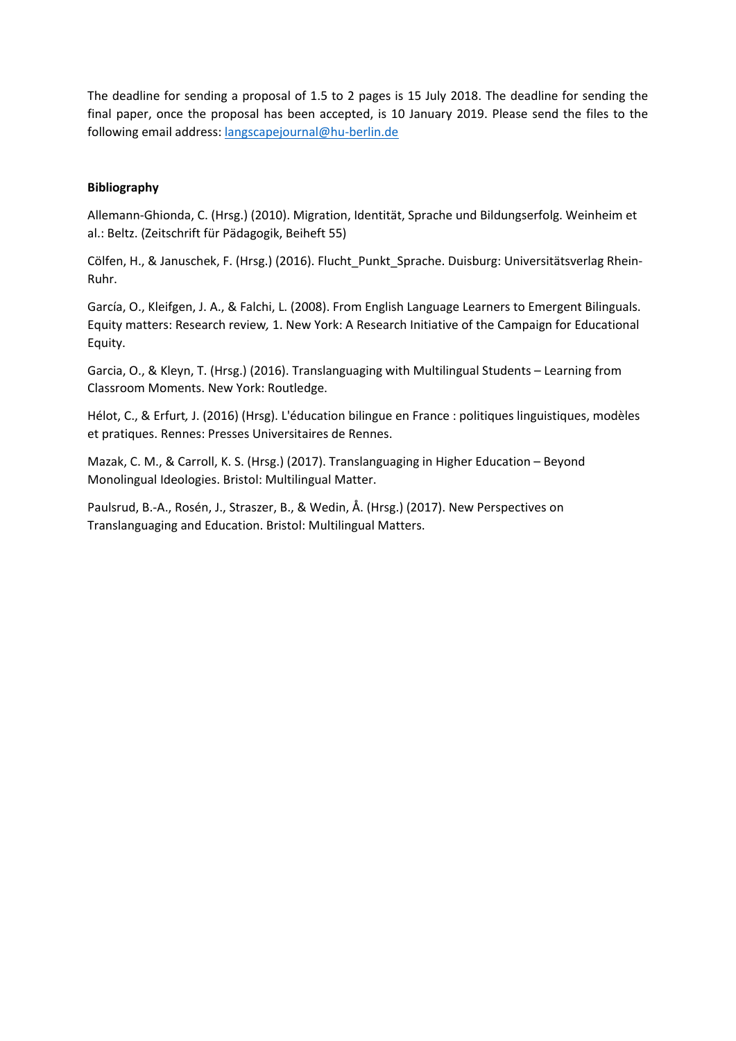The deadline for sending a proposal of 1.5 to 2 pages is 15 July 2018. The deadline for sending the final paper, once the proposal has been accepted, is 10 January 2019. Please send the files to the following email address: langscapejournal@hu-berlin.de

**Bibliography**

Allemann-Ghionda, C. (Hrsg.) (2010). Migration, Identität, Sprache und Bildungserfolg. Weinheim et al.: Beltz. (Zeitschrift für Pädagogik, Beiheft 55)

Cölfen, H., & Januschek, F. (Hrsg.) (2016). Flucht_Punkt_Sprache. Duisburg: Universitätsverlag Rhein-Ruhr.

García, O., Kleifgen, J. A., & Falchi, L. (2008). From English Language Learners to Emergent Bilinguals. Equity matters: Research review*,* 1. New York: A Research Initiative of the Campaign for Educational Equity.

Garcia, O., & Kleyn, T. (Hrsg.) (2016). Translanguaging with Multilingual Students – Learning from Classroom Moments. New York: Routledge.

Hélot, C., & Erfurt*,* J. (2016) (Hrsg). L'éducation bilingue en France : politiques linguistiques, modèles et pratiques. Rennes: Presses Universitaires de Rennes.

Mazak, C. M., & Carroll, K. S. (Hrsg.) (2017). Translanguaging in Higher Education – Beyond Monolingual Ideologies. Bristol: Multilingual Matter.

Paulsrud, B.-A., Rosén, J., Straszer, B., & Wedin, Å. (Hrsg.) (2017). New Perspectives on Translanguaging and Education. Bristol: Multilingual Matters.